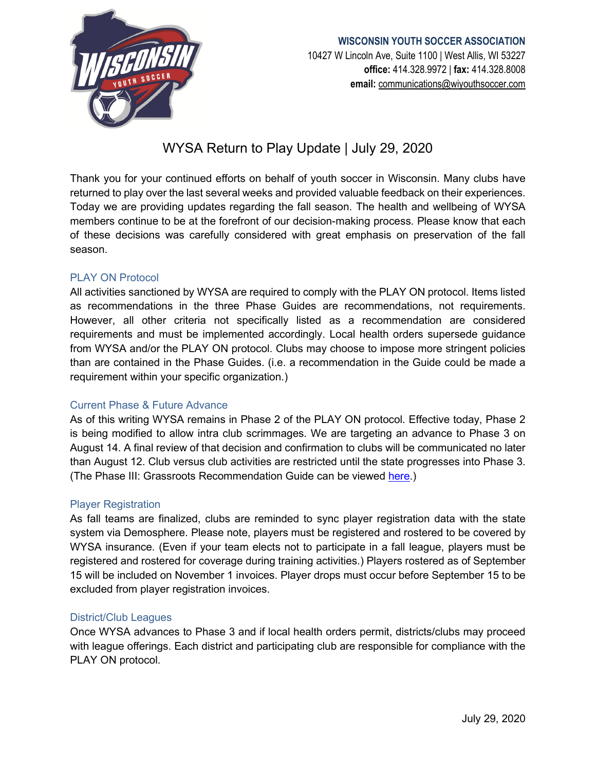**WISCONSIN YOUTH SOCCER ASSOCIATION**
10427 W Lincoln Ave, Suite 1100 | West Allis, WI 53227
**office:** 414.328.9972 | **fax:** 414.328.8008
**email:** communications@wiyouthsoccer.com

# WYSA Return to Play Update | July 29, 2020

Thank you for your continued efforts on behalf of youth soccer in Wisconsin. Many clubs have returned to play over the last several weeks and provided valuable feedback on their experiences. Today we are providing updates regarding the fall season. The health and wellbeing of WYSA members continue to be at the forefront of our decision-making process. Please know that each of these decisions was carefully considered with great emphasis on preservation of the fall season.

## PLAY ON Protocol

All activities sanctioned by WYSA are required to comply with the PLAY ON protocol. Items listed as recommendations in the three Phase Guides are recommendations, not requirements. However, all other criteria not specifically listed as a recommendation are considered requirements and must be implemented accordingly. Local health orders supersede guidance from WYSA and/or the PLAY ON protocol. Clubs may choose to impose more stringent policies than are contained in the Phase Guides. (i.e. a recommendation in the Guide could be made a requirement within your specific organization.)

## Current Phase & Future Advance

As of this writing WYSA remains in Phase 2 of the PLAY ON protocol. Effective today, Phase 2 is being modified to allow intra club scrimmages. We are targeting an advance to Phase 3 on August 14. A final review of that decision and confirmation to clubs will be communicated no later than August 12. Club versus club activities are restricted until the state progresses into Phase 3. (The Phase III: Grassroots Recommendation Guide can be viewed here.)

## Player Registration

As fall teams are finalized, clubs are reminded to sync player registration data with the state system via Demosphere. Please note, players must be registered and rostered to be covered by WYSA insurance. (Even if your team elects not to participate in a fall league, players must be registered and rostered for coverage during training activities.) Players rostered as of September 15 will be included on November 1 invoices. Player drops must occur before September 15 to be excluded from player registration invoices.

## District/Club Leagues

Once WYSA advances to Phase 3 and if local health orders permit, districts/clubs may proceed with league offerings. Each district and participating club are responsible for compliance with the PLAY ON protocol.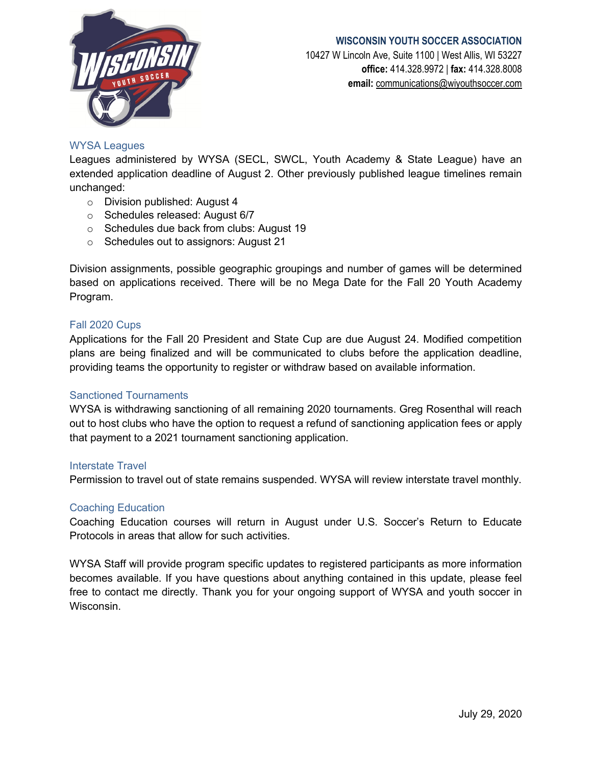**WISCONSIN YOUTH SOCCER ASSOCIATION**
10427 W Lincoln Ave, Suite 1100 | West Allis, WI 53227
**office:** 414.328.9972 | **fax:** 414.328.8008
**email:** communications@wiyouthsoccer.com

## WYSA Leagues

Leagues administered by WYSA (SECL, SWCL, Youth Academy & State League) have an extended application deadline of August 2. Other previously published league timelines remain unchanged:

- Division published: August 4
- Schedules released: August 6/7
- Schedules due back from clubs: August 19
- Schedules out to assignors: August 21

Division assignments, possible geographic groupings and number of games will be determined based on applications received. There will be no Mega Date for the Fall 20 Youth Academy Program.

## Fall 2020 Cups

Applications for the Fall 20 President and State Cup are due August 24. Modified competition plans are being finalized and will be communicated to clubs before the application deadline, providing teams the opportunity to register or withdraw based on available information.

## Sanctioned Tournaments

WYSA is withdrawing sanctioning of all remaining 2020 tournaments. Greg Rosenthal will reach out to host clubs who have the option to request a refund of sanctioning application fees or apply that payment to a 2021 tournament sanctioning application.

## Interstate Travel

Permission to travel out of state remains suspended. WYSA will review interstate travel monthly.

## Coaching Education

Coaching Education courses will return in August under U.S. Soccer's Return to Educate Protocols in areas that allow for such activities.

WYSA Staff will provide program specific updates to registered participants as more information becomes available. If you have questions about anything contained in this update, please feel free to contact me directly. Thank you for your ongoing support of WYSA and youth soccer in Wisconsin.

July 29, 2020